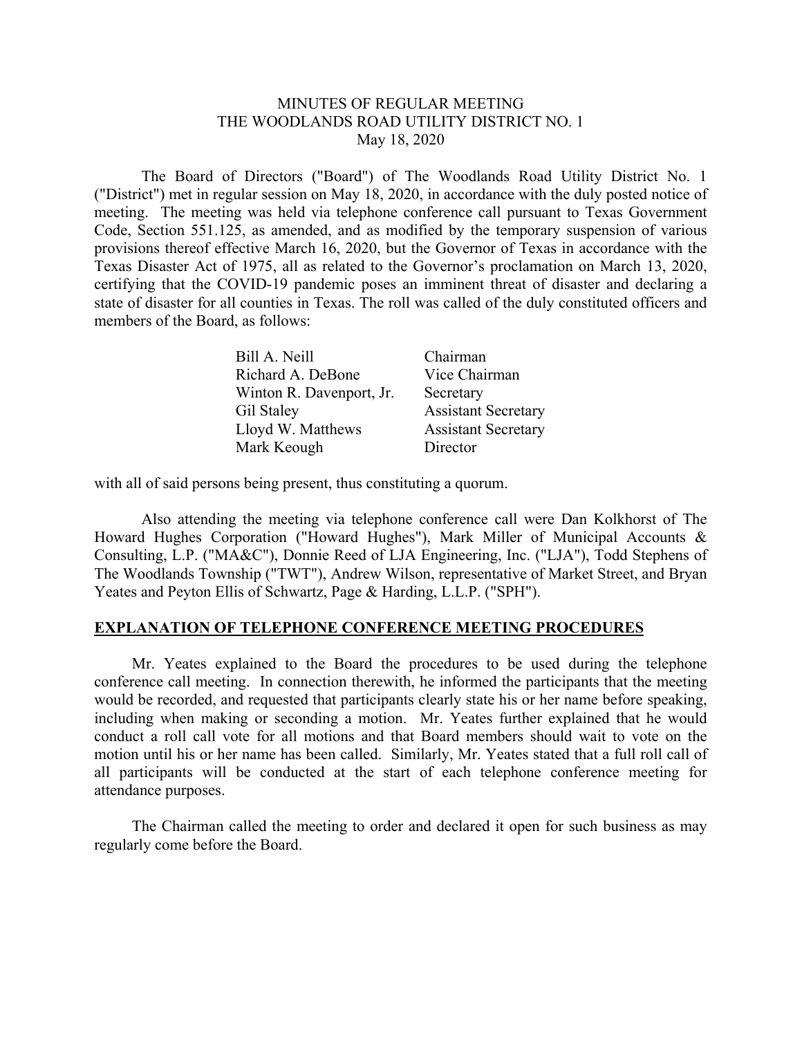MINUTES OF REGULAR MEETING
THE WOODLANDS ROAD UTILITY DISTRICT NO. 1
May 18, 2020

The Board of Directors ("Board") of The Woodlands Road Utility District No. 1 ("District") met in regular session on May 18, 2020, in accordance with the duly posted notice of meeting. The meeting was held via telephone conference call pursuant to Texas Government Code, Section 551.125, as amended, and as modified by the temporary suspension of various provisions thereof effective March 16, 2020, but the Governor of Texas in accordance with the Texas Disaster Act of 1975, all as related to the Governor's proclamation on March 13, 2020, certifying that the COVID-19 pandemic poses an imminent threat of disaster and declaring a state of disaster for all counties in Texas. The roll was called of the duly constituted officers and members of the Board, as follows:

| | |
|---|---|
| Bill A. Neill | Chairman |
| Richard A. DeBone | Vice Chairman |
| Winton R. Davenport, Jr. | Secretary |
| Gil Staley | Assistant Secretary |
| Lloyd W. Matthews | Assistant Secretary |
| Mark Keough | Director |

with all of said persons being present, thus constituting a quorum.

Also attending the meeting via telephone conference call were Dan Kolkhorst of The Howard Hughes Corporation ("Howard Hughes"), Mark Miller of Municipal Accounts & Consulting, L.P. ("MA&C"), Donnie Reed of LJA Engineering, Inc. ("LJA"), Todd Stephens of The Woodlands Township ("TWT"), Andrew Wilson, representative of Market Street, and Bryan Yeates and Peyton Ellis of Schwartz, Page & Harding, L.L.P. ("SPH").

## EXPLANATION OF TELEPHONE CONFERENCE MEETING PROCEDURES

Mr. Yeates explained to the Board the procedures to be used during the telephone conference call meeting. In connection therewith, he informed the participants that the meeting would be recorded, and requested that participants clearly state his or her name before speaking, including when making or seconding a motion. Mr. Yeates further explained that he would conduct a roll call vote for all motions and that Board members should wait to vote on the motion until his or her name has been called. Similarly, Mr. Yeates stated that a full roll call of all participants will be conducted at the start of each telephone conference meeting for attendance purposes.

The Chairman called the meeting to order and declared it open for such business as may regularly come before the Board.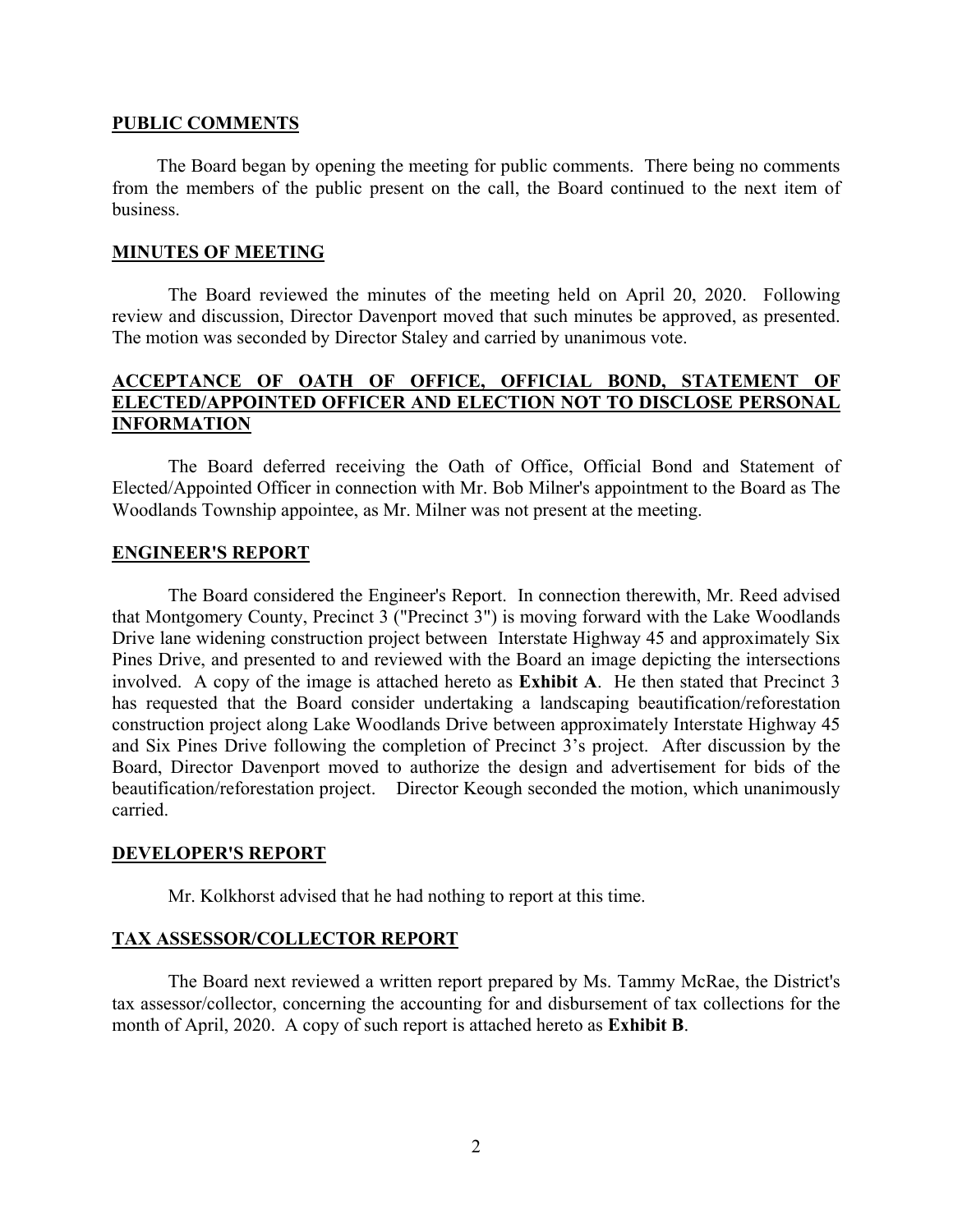**PUBLIC COMMENTS**

The Board began by opening the meeting for public comments. There being no comments from the members of the public present on the call, the Board continued to the next item of business.

**MINUTES OF MEETING**

The Board reviewed the minutes of the meeting held on April 20, 2020. Following review and discussion, Director Davenport moved that such minutes be approved, as presented. The motion was seconded by Director Staley and carried by unanimous vote.

**ACCEPTANCE OF OATH OF OFFICE, OFFICIAL BOND, STATEMENT OF ELECTED/APPOINTED OFFICER AND ELECTION NOT TO DISCLOSE PERSONAL INFORMATION**

The Board deferred receiving the Oath of Office, Official Bond and Statement of Elected/Appointed Officer in connection with Mr. Bob Milner's appointment to the Board as The Woodlands Township appointee, as Mr. Milner was not present at the meeting.

**ENGINEER'S REPORT**

The Board considered the Engineer's Report. In connection therewith, Mr. Reed advised that Montgomery County, Precinct 3 ("Precinct 3") is moving forward with the Lake Woodlands Drive lane widening construction project between Interstate Highway 45 and approximately Six Pines Drive, and presented to and reviewed with the Board an image depicting the intersections involved. A copy of the image is attached hereto as **Exhibit A**. He then stated that Precinct 3 has requested that the Board consider undertaking a landscaping beautification/reforestation construction project along Lake Woodlands Drive between approximately Interstate Highway 45 and Six Pines Drive following the completion of Precinct 3's project. After discussion by the Board, Director Davenport moved to authorize the design and advertisement for bids of the beautification/reforestation project. Director Keough seconded the motion, which unanimously carried.

**DEVELOPER'S REPORT**

Mr. Kolkhorst advised that he had nothing to report at this time.

**TAX ASSESSOR/COLLECTOR REPORT**

The Board next reviewed a written report prepared by Ms. Tammy McRae, the District's tax assessor/collector, concerning the accounting for and disbursement of tax collections for the month of April, 2020. A copy of such report is attached hereto as **Exhibit B**.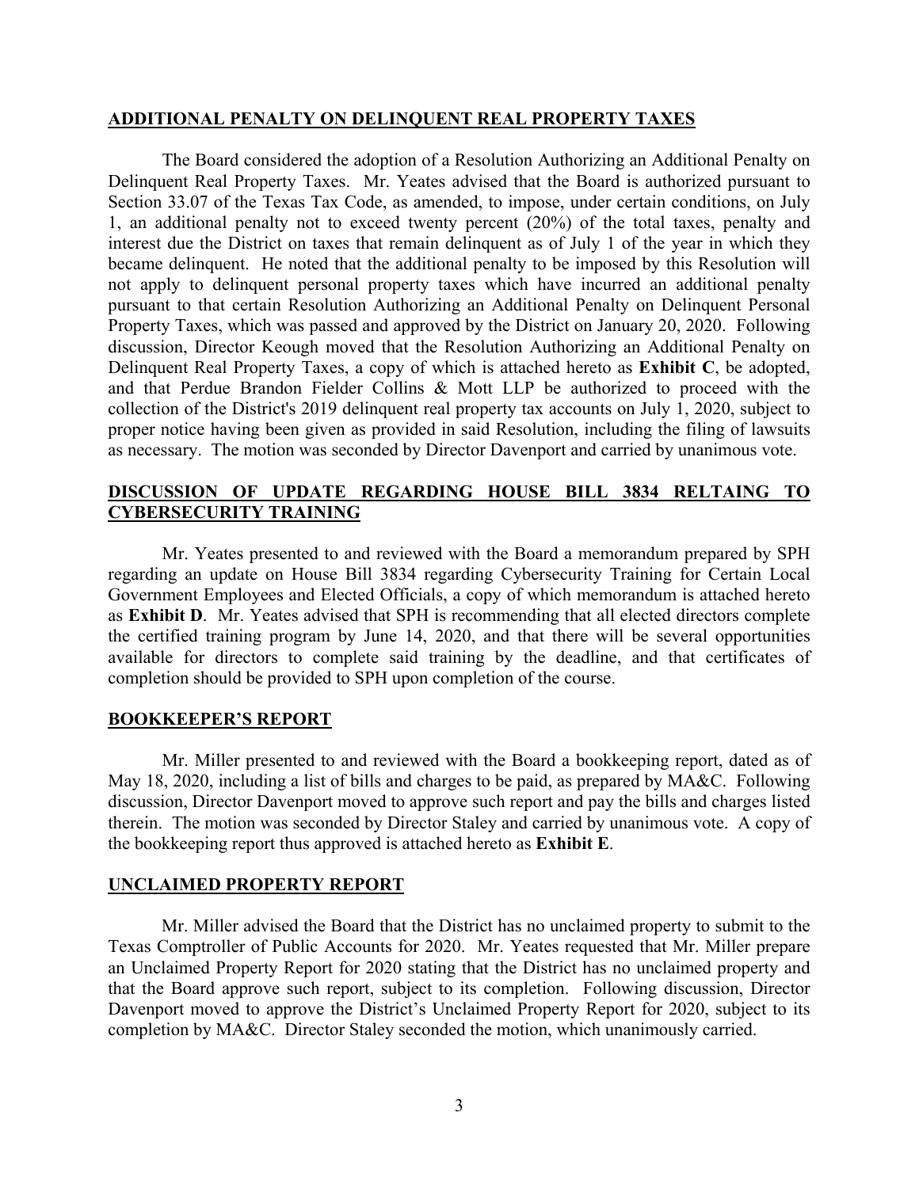**ADDITIONAL PENALTY ON DELINQUENT REAL PROPERTY TAXES**

The Board considered the adoption of a Resolution Authorizing an Additional Penalty on Delinquent Real Property Taxes. Mr. Yeates advised that the Board is authorized pursuant to Section 33.07 of the Texas Tax Code, as amended, to impose, under certain conditions, on July 1, an additional penalty not to exceed twenty percent (20%) of the total taxes, penalty and interest due the District on taxes that remain delinquent as of July 1 of the year in which they became delinquent. He noted that the additional penalty to be imposed by this Resolution will not apply to delinquent personal property taxes which have incurred an additional penalty pursuant to that certain Resolution Authorizing an Additional Penalty on Delinquent Personal Property Taxes, which was passed and approved by the District on January 20, 2020. Following discussion, Director Keough moved that the Resolution Authorizing an Additional Penalty on Delinquent Real Property Taxes, a copy of which is attached hereto as **Exhibit C**, be adopted, and that Perdue Brandon Fielder Collins & Mott LLP be authorized to proceed with the collection of the District's 2019 delinquent real property tax accounts on July 1, 2020, subject to proper notice having been given as provided in said Resolution, including the filing of lawsuits as necessary. The motion was seconded by Director Davenport and carried by unanimous vote.

**DISCUSSION OF UPDATE REGARDING HOUSE BILL 3834 RELTAING TO CYBERSECURITY TRAINING**

Mr. Yeates presented to and reviewed with the Board a memorandum prepared by SPH regarding an update on House Bill 3834 regarding Cybersecurity Training for Certain Local Government Employees and Elected Officials, a copy of which memorandum is attached hereto as **Exhibit D**. Mr. Yeates advised that SPH is recommending that all elected directors complete the certified training program by June 14, 2020, and that there will be several opportunities available for directors to complete said training by the deadline, and that certificates of completion should be provided to SPH upon completion of the course.

**BOOKKEEPER'S REPORT**

Mr. Miller presented to and reviewed with the Board a bookkeeping report, dated as of May 18, 2020, including a list of bills and charges to be paid, as prepared by MA&C. Following discussion, Director Davenport moved to approve such report and pay the bills and charges listed therein. The motion was seconded by Director Staley and carried by unanimous vote. A copy of the bookkeeping report thus approved is attached hereto as **Exhibit E**.

**UNCLAIMED PROPERTY REPORT**

Mr. Miller advised the Board that the District has no unclaimed property to submit to the Texas Comptroller of Public Accounts for 2020. Mr. Yeates requested that Mr. Miller prepare an Unclaimed Property Report for 2020 stating that the District has no unclaimed property and that the Board approve such report, subject to its completion. Following discussion, Director Davenport moved to approve the District's Unclaimed Property Report for 2020, subject to its completion by MA&C. Director Staley seconded the motion, which unanimously carried.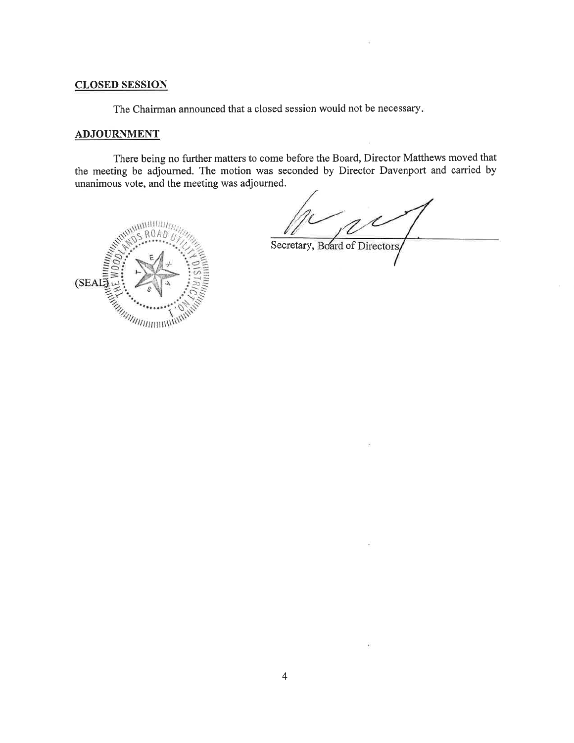## CLOSED SESSION

The Chairman announced that a closed session would not be necessary.

## ADJOURNMENT

There being no further matters to come before the Board, Director Matthews moved that the meeting be adjourned. The motion was seconded by Director Davenport and carried by unanimous vote, and the meeting was adjourned.

Secretary, Board of Directors

(SEAL)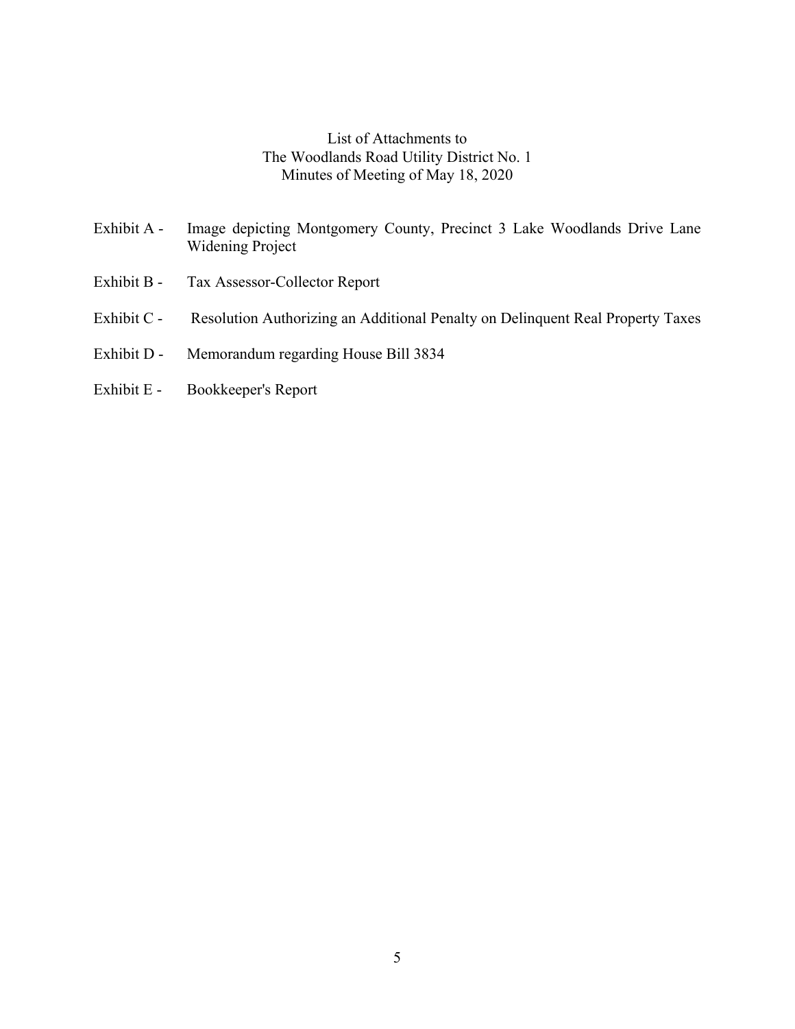List of Attachments to
The Woodlands Road Utility District No. 1
Minutes of Meeting of May 18, 2020

Exhibit A - Image depicting Montgomery County, Precinct 3 Lake Woodlands Drive Lane Widening Project

Exhibit B - Tax Assessor-Collector Report

Exhibit C - Resolution Authorizing an Additional Penalty on Delinquent Real Property Taxes

Exhibit D - Memorandum regarding House Bill 3834

Exhibit E - Bookkeeper's Report